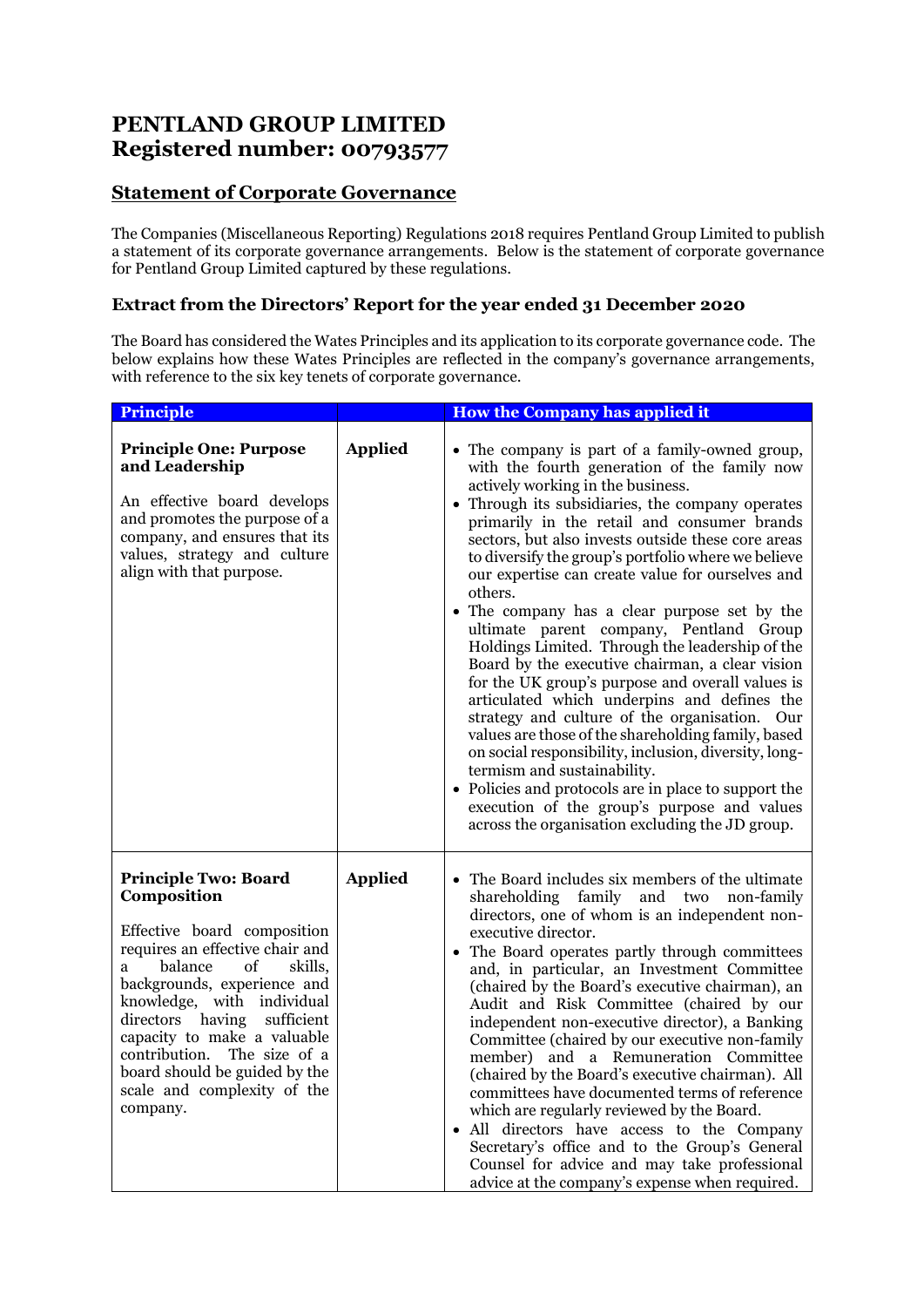# PENTLAND GROUP LIMITED
# Registered number: 00793577

## Statement of Corporate Governance

The Companies (Miscellaneous Reporting) Regulations 2018 requires Pentland Group Limited to publish a statement of its corporate governance arrangements. Below is the statement of corporate governance for Pentland Group Limited captured by these regulations.

### Extract from the Directors' Report for the year ended 31 December 2020

The Board has considered the Wates Principles and its application to its corporate governance code. The below explains how these Wates Principles are reflected in the company's governance arrangements, with reference to the six key tenets of corporate governance.

| Principle | | How the Company has applied it |
|---|---|---|
| **Principle One: Purpose and Leadership**<br><br>An effective board develops and promotes the purpose of a company, and ensures that its values, strategy and culture align with that purpose. | **Applied** | • The company is part of a family-owned group, with the fourth generation of the family now actively working in the business.<br>• Through its subsidiaries, the company operates primarily in the retail and consumer brands sectors, but also invests outside these core areas to diversify the group's portfolio where we believe our expertise can create value for ourselves and others.<br>• The company has a clear purpose set by the ultimate parent company, Pentland Group Holdings Limited. Through the leadership of the Board by the executive chairman, a clear vision for the UK group's purpose and overall values is articulated which underpins and defines the strategy and culture of the organisation. Our values are those of the shareholding family, based on social responsibility, inclusion, diversity, long-termism and sustainability.<br>• Policies and protocols are in place to support the execution of the group's purpose and values across the organisation excluding the JD group. |
| **Principle Two: Board Composition**<br><br>Effective board composition requires an effective chair and a balance of skills, backgrounds, experience and knowledge, with individual directors having sufficient capacity to make a valuable contribution. The size of a board should be guided by the scale and complexity of the company. | **Applied** | • The Board includes six members of the ultimate shareholding family and two non-family directors, one of whom is an independent non-executive director.<br>• The Board operates partly through committees and, in particular, an Investment Committee (chaired by the Board's executive chairman), an Audit and Risk Committee (chaired by our independent non-executive director), a Banking Committee (chaired by our executive non-family member) and a Remuneration Committee (chaired by the Board's executive chairman). All committees have documented terms of reference which are regularly reviewed by the Board.<br>• All directors have access to the Company Secretary's office and to the Group's General Counsel for advice and may take professional advice at the company's expense when required. |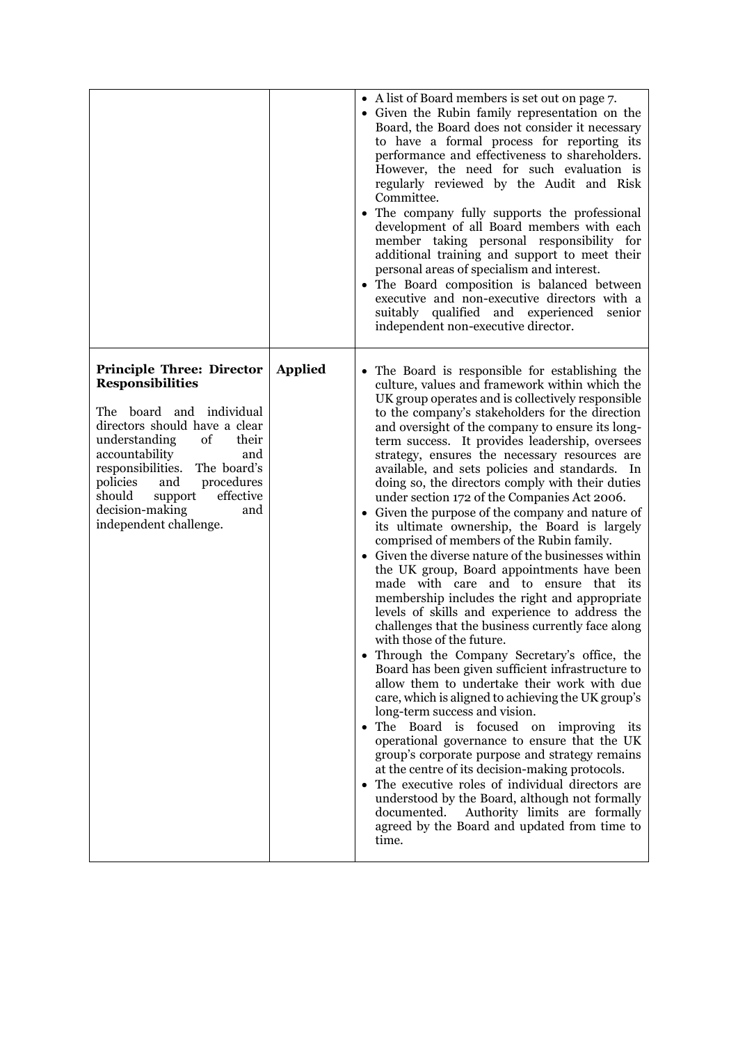| | | |
|---|---|---|
| | | • A list of Board members is set out on page 7.<br>• Given the Rubin family representation on the Board, the Board does not consider it necessary to have a formal process for reporting its performance and effectiveness to shareholders. However, the need for such evaluation is regularly reviewed by the Audit and Risk Committee.<br>• The company fully supports the professional development of all Board members with each member taking personal responsibility for additional training and support to meet their personal areas of specialism and interest.<br>• The Board composition is balanced between executive and non-executive directors with a suitably qualified and experienced senior independent non-executive director. |
| **Principle Three: Director Responsibilities**<br><br>The board and individual directors should have a clear understanding of their accountability and responsibilities. The board's policies and procedures should support effective decision-making and independent challenge. | **Applied** | • The Board is responsible for establishing the culture, values and framework within which the UK group operates and is collectively responsible to the company's stakeholders for the direction and oversight of the company to ensure its long-term success. It provides leadership, oversees strategy, ensures the necessary resources are available, and sets policies and standards. In doing so, the directors comply with their duties under section 172 of the Companies Act 2006.<br>• Given the purpose of the company and nature of its ultimate ownership, the Board is largely comprised of members of the Rubin family.<br>• Given the diverse nature of the businesses within the UK group, Board appointments have been made with care and to ensure that its membership includes the right and appropriate levels of skills and experience to address the challenges that the business currently face along with those of the future.<br>• Through the Company Secretary's office, the Board has been given sufficient infrastructure to allow them to undertake their work with due care, which is aligned to achieving the UK group's long-term success and vision.<br>• The Board is focused on improving its operational governance to ensure that the UK group's corporate purpose and strategy remains at the centre of its decision-making protocols.<br>• The executive roles of individual directors are understood by the Board, although not formally documented. Authority limits are formally agreed by the Board and updated from time to time. |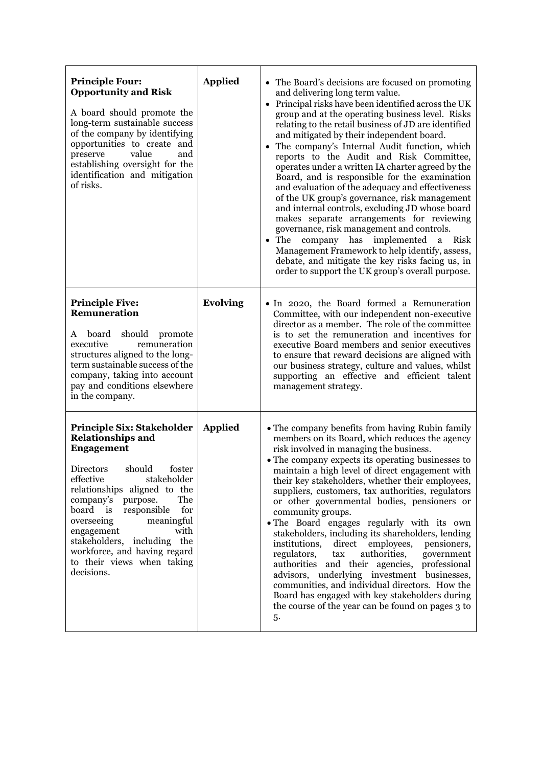| | | |
|---|---|---|
| **Principle Four: Opportunity and Risk**<br><br>A board should promote the long-term sustainable success of the company by identifying opportunities to create and preserve value and establishing oversight for the identification and mitigation of risks. | **Applied** | • The Board's decisions are focused on promoting and delivering long term value.<br>• Principal risks have been identified across the UK group and at the operating business level. Risks relating to the retail business of JD are identified and mitigated by their independent board.<br>• The company's Internal Audit function, which reports to the Audit and Risk Committee, operates under a written IA charter agreed by the Board, and is responsible for the examination and evaluation of the adequacy and effectiveness of the UK group's governance, risk management and internal controls, excluding JD whose board makes separate arrangements for reviewing governance, risk management and controls.<br>• The company has implemented a Risk Management Framework to help identify, assess, debate, and mitigate the key risks facing us, in order to support the UK group's overall purpose. |
| **Principle Five: Remuneration**<br><br>A board should promote executive remuneration structures aligned to the long-term sustainable success of the company, taking into account pay and conditions elsewhere in the company. | **Evolving** | • In 2020, the Board formed a Remuneration Committee, with our independent non-executive director as a member. The role of the committee is to set the remuneration and incentives for executive Board members and senior executives to ensure that reward decisions are aligned with our business strategy, culture and values, whilst supporting an effective and efficient talent management strategy. |
| **Principle Six: Stakeholder Relationships and Engagement**<br><br>Directors should foster effective stakeholder relationships aligned to the company's purpose. The board is responsible for overseeing meaningful engagement with stakeholders, including the workforce, and having regard to their views when taking decisions. | **Applied** | • The company benefits from having Rubin family members on its Board, which reduces the agency risk involved in managing the business.<br>• The company expects its operating businesses to maintain a high level of direct engagement with their key stakeholders, whether their employees, suppliers, customers, tax authorities, regulators or other governmental bodies, pensioners or community groups.<br>• The Board engages regularly with its own stakeholders, including its shareholders, lending institutions, direct employees, pensioners, regulators, tax authorities, government authorities and their agencies, professional advisors, underlying investment businesses, communities, and individual directors. How the Board has engaged with key stakeholders during the course of the year can be found on pages 3 to 5. |